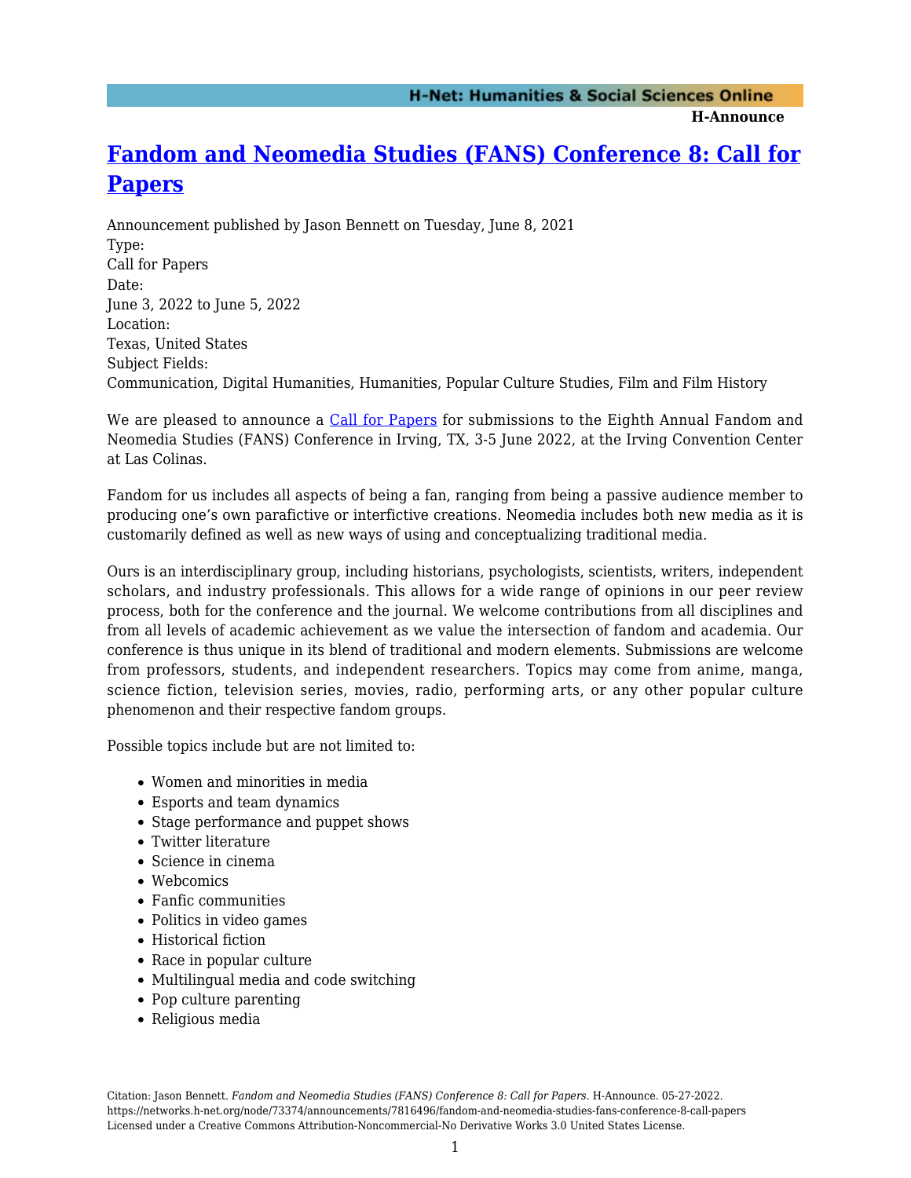# Fandom and Neomedia Studies (FANS) Conference 8: Call for Papers

Announcement published by Jason Bennett on Tuesday, June 8, 2021

Type:
Call for Papers

Date:
June 3, 2022 to June 5, 2022

Location:
Texas, United States

Subject Fields:
Communication, Digital Humanities, Humanities, Popular Culture Studies, Film and Film History

We are pleased to announce a Call for Papers for submissions to the Eighth Annual Fandom and Neomedia Studies (FANS) Conference in Irving, TX, 3-5 June 2022, at the Irving Convention Center at Las Colinas.

Fandom for us includes all aspects of being a fan, ranging from being a passive audience member to producing one's own parafictive or interfictive creations. Neomedia includes both new media as it is customarily defined as well as new ways of using and conceptualizing traditional media.

Ours is an interdisciplinary group, including historians, psychologists, scientists, writers, independent scholars, and industry professionals. This allows for a wide range of opinions in our peer review process, both for the conference and the journal. We welcome contributions from all disciplines and from all levels of academic achievement as we value the intersection of fandom and academia. Our conference is thus unique in its blend of traditional and modern elements. Submissions are welcome from professors, students, and independent researchers. Topics may come from anime, manga, science fiction, television series, movies, radio, performing arts, or any other popular culture phenomenon and their respective fandom groups.

Possible topics include but are not limited to:

- Women and minorities in media
- Esports and team dynamics
- Stage performance and puppet shows
- Twitter literature
- Science in cinema
- Webcomics
- Fanfic communities
- Politics in video games
- Historical fiction
- Race in popular culture
- Multilingual media and code switching
- Pop culture parenting
- Religious media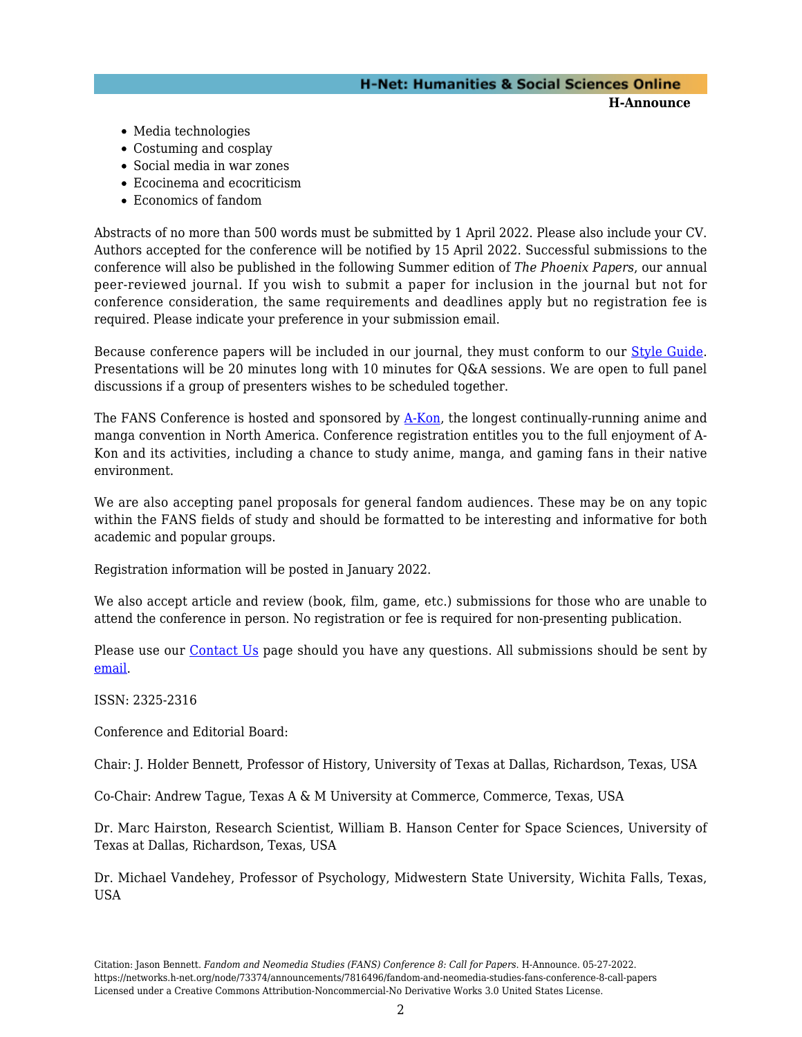- Media technologies
- Costuming and cosplay
- Social media in war zones
- Ecocinema and ecocriticism
- Economics of fandom

Abstracts of no more than 500 words must be submitted by 1 April 2022. Please also include your CV. Authors accepted for the conference will be notified by 15 April 2022. Successful submissions to the conference will also be published in the following Summer edition of *The Phoenix Papers*, our annual peer-reviewed journal. If you wish to submit a paper for inclusion in the journal but not for conference consideration, the same requirements and deadlines apply but no registration fee is required. Please indicate your preference in your submission email.

Because conference papers will be included in our journal, they must conform to our Style Guide. Presentations will be 20 minutes long with 10 minutes for Q&A sessions. We are open to full panel discussions if a group of presenters wishes to be scheduled together.

The FANS Conference is hosted and sponsored by A-Kon, the longest continually-running anime and manga convention in North America. Conference registration entitles you to the full enjoyment of A-Kon and its activities, including a chance to study anime, manga, and gaming fans in their native environment.

We are also accepting panel proposals for general fandom audiences. These may be on any topic within the FANS fields of study and should be formatted to be interesting and informative for both academic and popular groups.

Registration information will be posted in January 2022.

We also accept article and review (book, film, game, etc.) submissions for those who are unable to attend the conference in person. No registration or fee is required for non-presenting publication.

Please use our Contact Us page should you have any questions. All submissions should be sent by email.

ISSN: 2325-2316

Conference and Editorial Board:

Chair: J. Holder Bennett, Professor of History, University of Texas at Dallas, Richardson, Texas, USA

Co-Chair: Andrew Tague, Texas A & M University at Commerce, Commerce, Texas, USA

Dr. Marc Hairston, Research Scientist, William B. Hanson Center for Space Sciences, University of Texas at Dallas, Richardson, Texas, USA

Dr. Michael Vandehey, Professor of Psychology, Midwestern State University, Wichita Falls, Texas, USA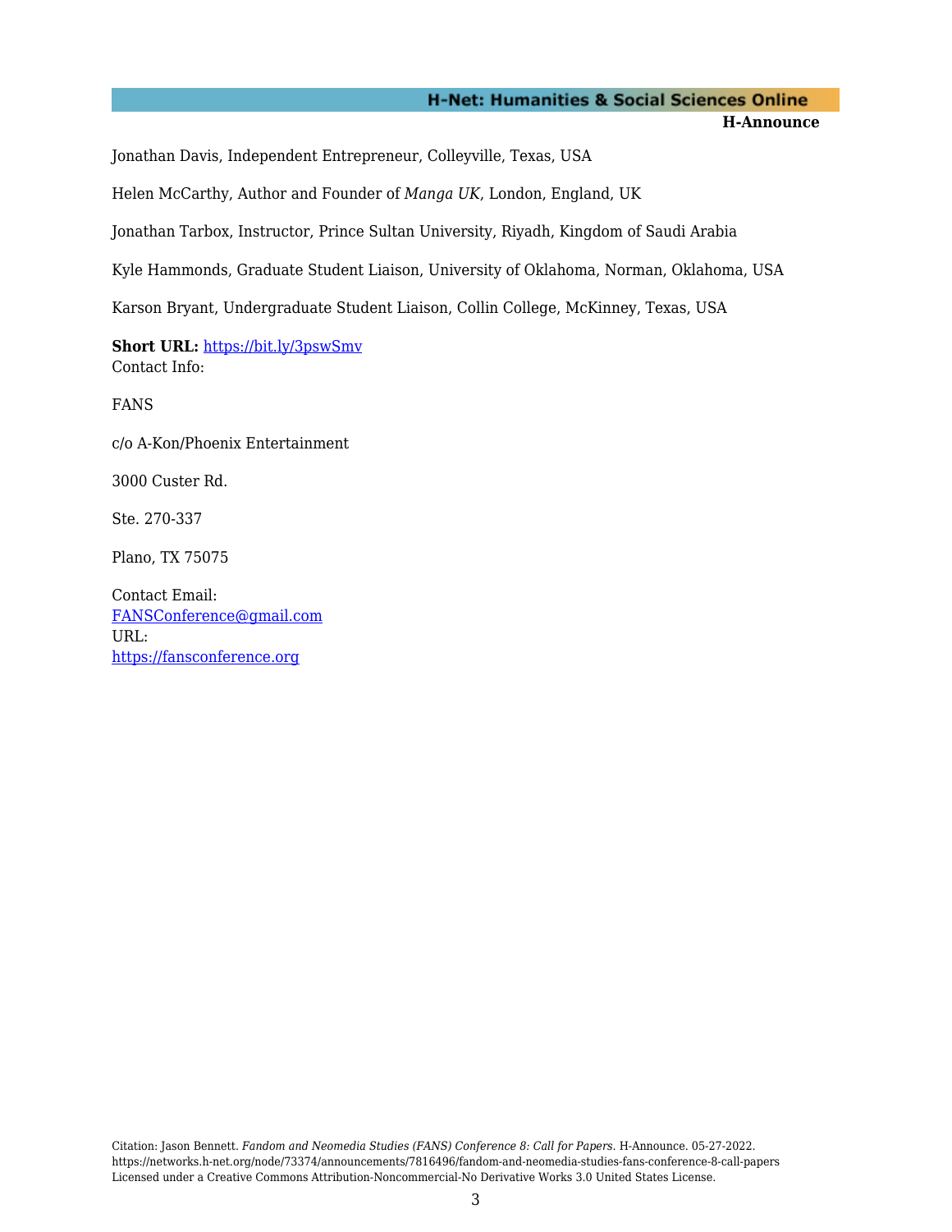Jonathan Davis, Independent Entrepreneur, Colleyville, Texas, USA

Helen McCarthy, Author and Founder of *Manga UK*, London, England, UK

Jonathan Tarbox, Instructor, Prince Sultan University, Riyadh, Kingdom of Saudi Arabia

Kyle Hammonds, Graduate Student Liaison, University of Oklahoma, Norman, Oklahoma, USA

Karson Bryant, Undergraduate Student Liaison, Collin College, McKinney, Texas, USA

**Short URL:** https://bit.ly/3pswSmv
Contact Info:

FANS

c/o A-Kon/Phoenix Entertainment

3000 Custer Rd.

Ste. 270-337

Plano, TX 75075

Contact Email:
FANSConference@gmail.com
URL:
https://fansconference.org

Citation: Jason Bennett. *Fandom and Neomedia Studies (FANS) Conference 8: Call for Papers*. H-Announce. 05-27-2022. https://networks.h-net.org/node/73374/announcements/7816496/fandom-and-neomedia-studies-fans-conference-8-call-papers
Licensed under a Creative Commons Attribution-Noncommercial-No Derivative Works 3.0 United States License.